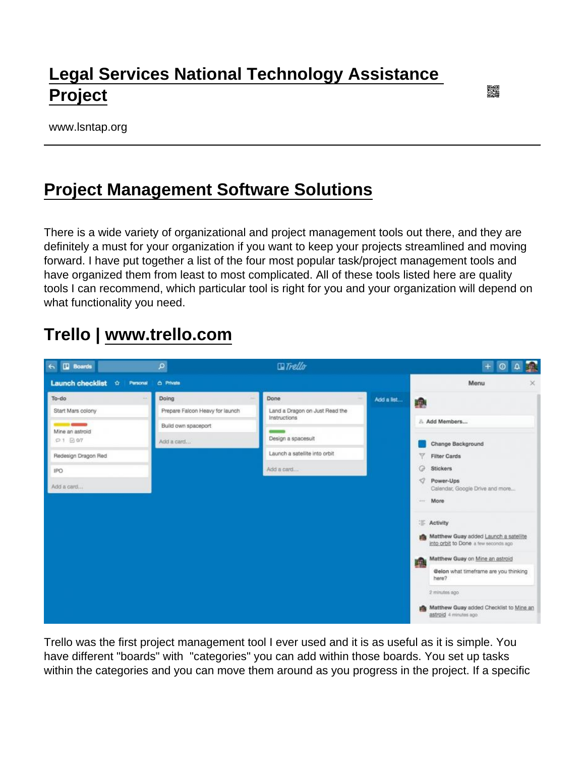# Legal Services National Technology Assistance Project

www.lsntap.org

## Project Management Software Solutions

There is a wide variety of organizational and project management tools out there, and they are definitely a must for your organization if you want to keep your projects streamlined and moving forward. I have put together a list of the four most popular task/project management tools and have organized them from least to most complicated. All of these tools listed here are quality tools I can recommend, which particular tool is right for you and your organization will depend on what functionality you need.

## Trello | www.trello.com

Trello was the first project management tool I ever used and it is as useful as it is simple. You have different "boards" with "categories" you can add within those boards. You set up tasks within the categories and you can move them around as you progress in the project. If a specific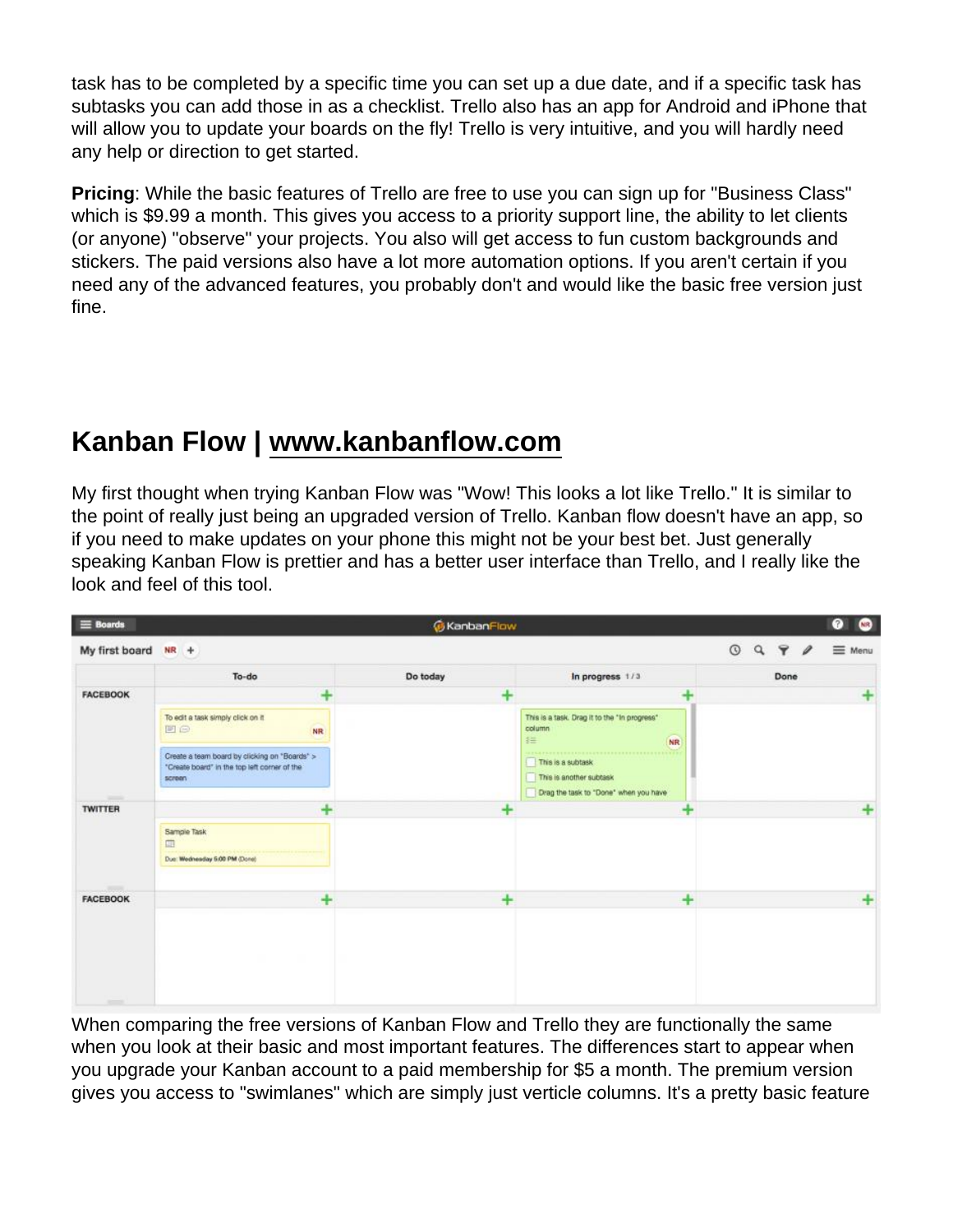task has to be completed by a specific time you can set up a due date, and if a specific task has subtasks you can add those in as a checklist. Trello also has an app for Android and iPhone that will allow you to update your boards on the fly! Trello is very intuitive, and you will hardly need any help or direction to get started.

**Pricing**: While the basic features of Trello are free to use you can sign up for "Business Class" which is $9.99 a month. This gives you access to a priority support line, the ability to let clients (or anyone) "observe" your projects. You also will get access to fun custom backgrounds and stickers. The paid versions also have a lot more automation options. If you aren't certain if you need any of the advanced features, you probably don't and would like the basic free version just fine.

## Kanban Flow | [www.kanbanflow.com](http://www.kanbanflow.com)

My first thought when trying Kanban Flow was "Wow! This looks a lot like Trello." It is similar to the point of really just being an upgraded version of Trello. Kanban flow doesn't have an app, so if you need to make updates on your phone this might not be your best bet. Just generally speaking Kanban Flow is prettier and has a better user interface than Trello, and I really like the look and feel of this tool.

When comparing the free versions of Kanban Flow and Trello they are functionally the same when you look at their basic and most important features. The differences start to appear when you upgrade your Kanban account to a paid membership for $5 a month. The premium version gives you access to "swimlanes" which are simply just verticle columns. It's a pretty basic feature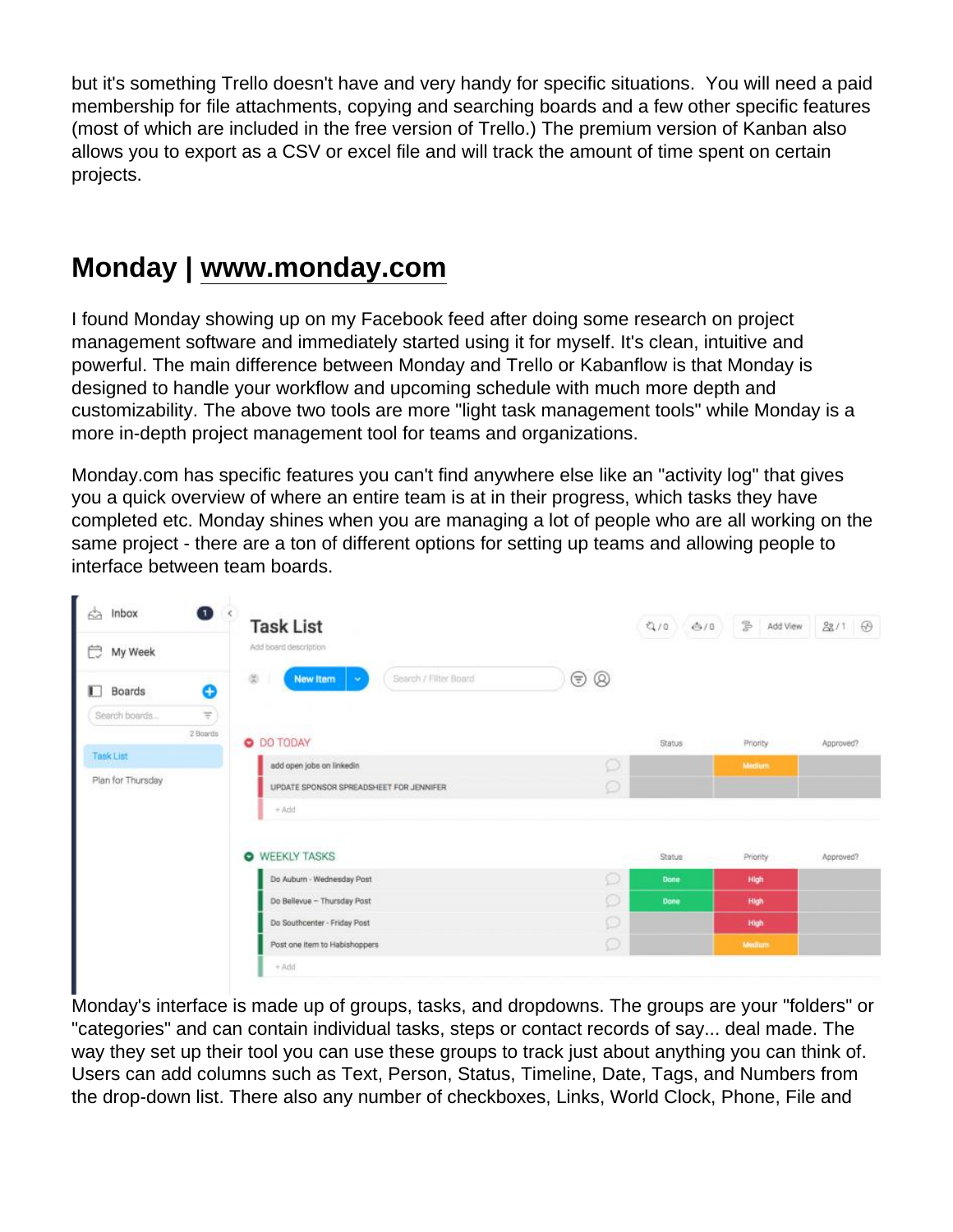but it's something Trello doesn't have and very handy for specific situations.  You will need a paid membership for file attachments, copying and searching boards and a few other specific features (most of which are included in the free version of Trello.) The premium version of Kanban also allows you to export as a CSV or excel file and will track the amount of time spent on certain projects.

## Monday | [www.monday.com](http://www.monday.com)

I found Monday showing up on my Facebook feed after doing some research on project management software and immediately started using it for myself. It's clean, intuitive and powerful. The main difference between Monday and Trello or Kabanflow is that Monday is designed to handle your workflow and upcoming schedule with much more depth and customizability. The above two tools are more "light task management tools" while Monday is a more in-depth project management tool for teams and organizations.

Monday.com has specific features you can't find anywhere else like an "activity log" that gives you a quick overview of where an entire team is at in their progress, which tasks they have completed etc. Monday shines when you are managing a lot of people who are all working on the same project - there are a ton of different options for setting up teams and allowing people to interface between team boards.

Monday's interface is made up of groups, tasks, and dropdowns. The groups are your "folders" or "categories" and can contain individual tasks, steps or contact records of say... deal made. The way they set up their tool you can use these groups to track just about anything you can think of. Users can add columns such as Text, Person, Status, Timeline, Date, Tags, and Numbers from the drop-down list. There also any number of checkboxes, Links, World Clock, Phone, File and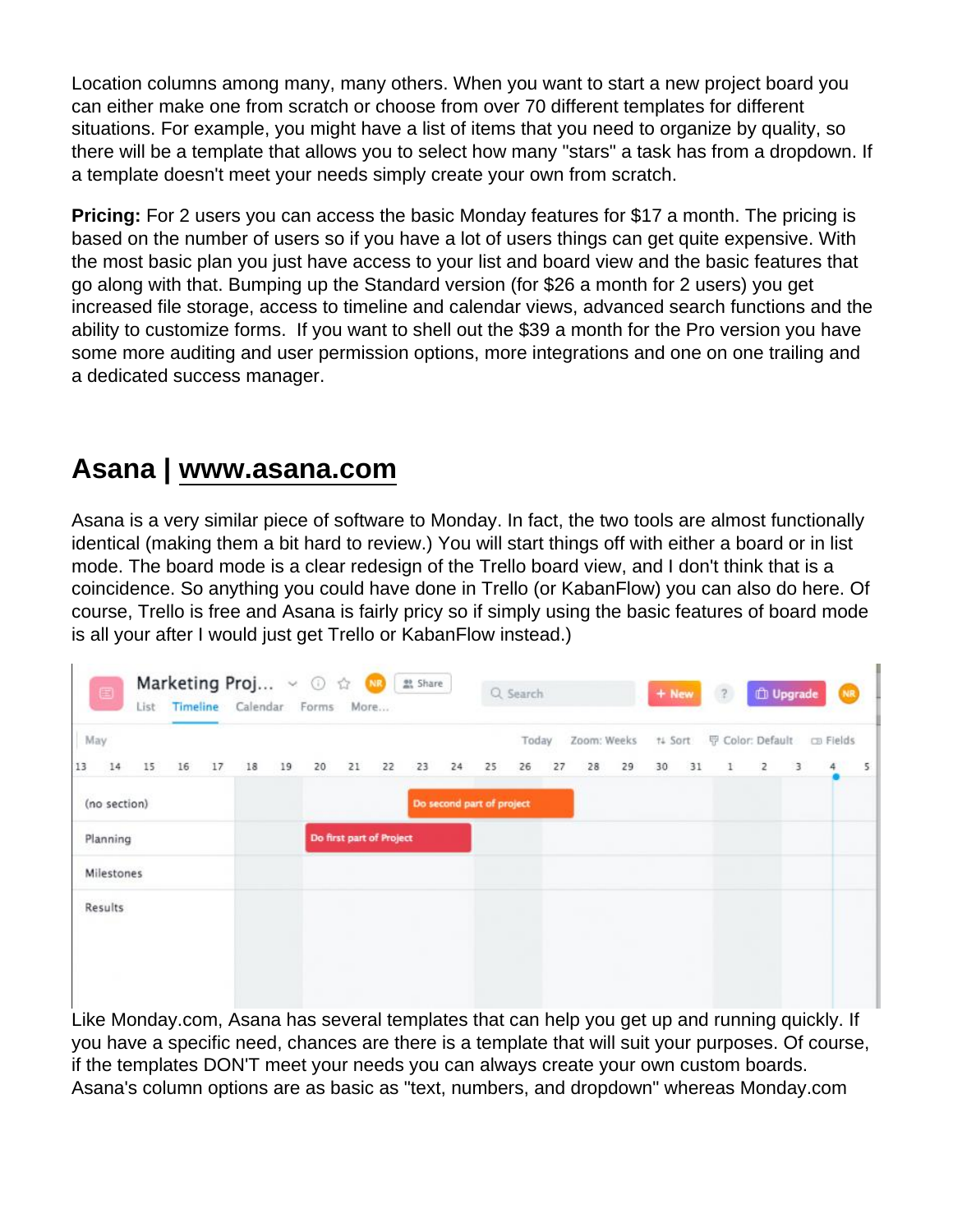Location columns among many, many others. When you want to start a new project board you can either make one from scratch or choose from over 70 different templates for different situations. For example, you might have a list of items that you need to organize by quality, so there will be a template that allows you to select how many "stars" a task has from a dropdown. If a template doesn't meet your needs simply create your own from scratch.

**Pricing:** For 2 users you can access the basic Monday features for $17 a month. The pricing is based on the number of users so if you have a lot of users things can get quite expensive. With the most basic plan you just have access to your list and board view and the basic features that go along with that. Bumping up the Standard version (for $26 a month for 2 users) you get increased file storage, access to timeline and calendar views, advanced search functions and the ability to customize forms. If you want to shell out the $39 a month for the Pro version you have some more auditing and user permission options, more integrations and one on one trailing and a dedicated success manager.

## Asana | www.asana.com

Asana is a very similar piece of software to Monday. In fact, the two tools are almost functionally identical (making them a bit hard to review.) You will start things off with either a board or in list mode. The board mode is a clear redesign of the Trello board view, and I don't think that is a coincidence. So anything you could have done in Trello (or KabanFlow) you can also do here. Of course, Trello is free and Asana is fairly pricy so if simply using the basic features of board mode is all your after I would just get Trello or KabanFlow instead.)

Like Monday.com, Asana has several templates that can help you get up and running quickly. If you have a specific need, chances are there is a template that will suit your purposes. Of course, if the templates DON'T meet your needs you can always create your own custom boards. Asana's column options are as basic as "text, numbers, and dropdown" whereas Monday.com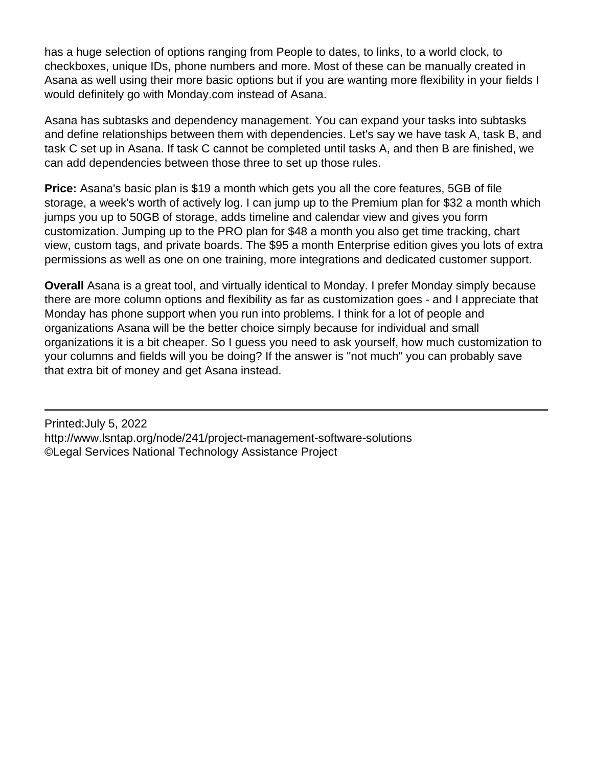has a huge selection of options ranging from People to dates, to links, to a world clock, to checkboxes, unique IDs, phone numbers and more. Most of these can be manually created in Asana as well using their more basic options but if you are wanting more flexibility in your fields I would definitely go with Monday.com instead of Asana.

Asana has subtasks and dependency management. You can expand your tasks into subtasks and define relationships between them with dependencies. Let's say we have task A, task B, and task C set up in Asana. If task C cannot be completed until tasks A, and then B are finished, we can add dependencies between those three to set up those rules.

**Price:** Asana's basic plan is $19 a month which gets you all the core features, 5GB of file storage, a week's worth of actively log. I can jump up to the Premium plan for $32 a month which jumps you up to 50GB of storage, adds timeline and calendar view and gives you form customization. Jumping up to the PRO plan for $48 a month you also get time tracking, chart view, custom tags, and private boards. The $95 a month Enterprise edition gives you lots of extra permissions as well as one on one training, more integrations and dedicated customer support.

**Overall** Asana is a great tool, and virtually identical to Monday. I prefer Monday simply because there are more column options and flexibility as far as customization goes - and I appreciate that Monday has phone support when you run into problems. I think for a lot of people and organizations Asana will be the better choice simply because for individual and small organizations it is a bit cheaper. So I guess you need to ask yourself, how much customization to your columns and fields will you be doing? If the answer is "not much" you can probably save that extra bit of money and get Asana instead.

---

Printed:July 5, 2022
http://www.lsntap.org/node/241/project-management-software-solutions
©Legal Services National Technology Assistance Project